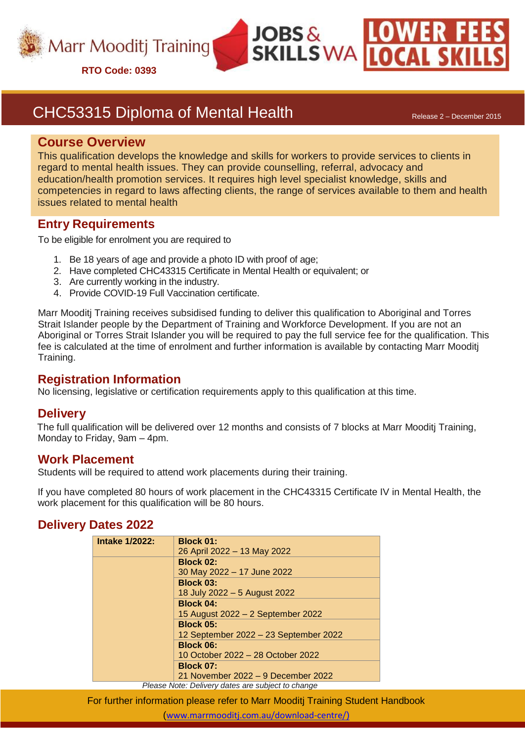Marr Mooditj Training

**RTO Code: 0393**

JOBS & SKILLS WA

LOWER FEES LOCAL SKILLS

# CHC53315 Diploma of Mental Health

Release 2 – December 2015

## Course Overview

This qualification develops the knowledge and skills for workers to provide services to clients in regard to mental health issues. They can provide counselling, referral, advocacy and education/health promotion services. It requires high level specialist knowledge, skills and competencies in regard to laws affecting clients, the range of services available to them and health issues related to mental health

## Entry Requirements

To be eligible for enrolment you are required to

1. Be 18 years of age and provide a photo ID with proof of age;
2. Have completed CHC43315 Certificate in Mental Health or equivalent; or
3. Are currently working in the industry.
4. Provide COVID-19 Full Vaccination certificate.

Marr Mooditj Training receives subsidised funding to deliver this qualification to Aboriginal and Torres Strait Islander people by the Department of Training and Workforce Development. If you are not an Aboriginal or Torres Strait Islander you will be required to pay the full service fee for the qualification. This fee is calculated at the time of enrolment and further information is available by contacting Marr Mooditj Training.

## Registration Information

No licensing, legislative or certification requirements apply to this qualification at this time.

## Delivery

The full qualification will be delivered over 12 months and consists of 7 blocks at Marr Mooditj Training, Monday to Friday, 9am – 4pm.

## Work Placement

Students will be required to attend work placements during their training.

If you have completed 80 hours of work placement in the CHC43315 Certificate IV in Mental Health, the work placement for this qualification will be 80 hours.

## Delivery Dates 2022

| **Intake 1/2022:** | **Block 01:** 26 April 2022 – 13 May 2022 |
|---|---|
| | **Block 02:** 30 May 2022 – 17 June 2022 |
| | **Block 03:** 18 July 2022 – 5 August 2022 |
| | **Block 04:** 15 August 2022 – 2 September 2022 |
| | **Block 05:** 12 September 2022 – 23 September 2022 |
| | **Block 06:** 10 October 2022 – 28 October 2022 |
| | **Block 07:** 21 November 2022 – 9 December 2022 |

*Please Note: Delivery dates are subject to change*

For further information please refer to Marr Mooditj Training Student Handbook (www.marrmooditj.com.au/download-centre/)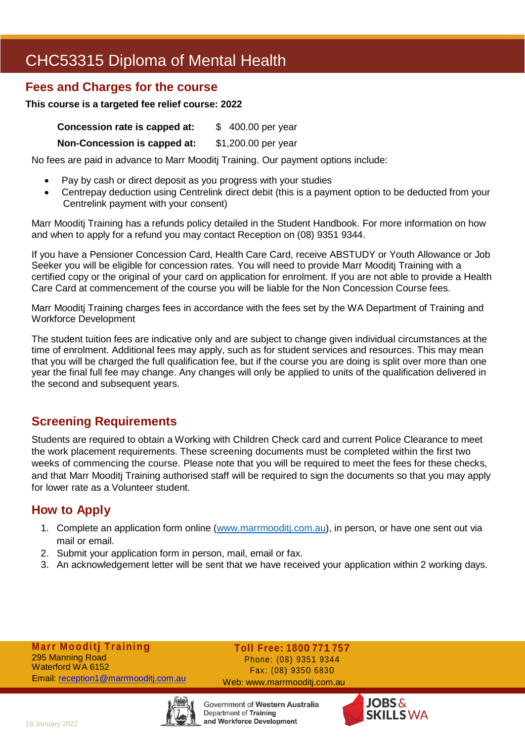# CHC53315 Diploma of Mental Health

## Fees and Charges for the course

**This course is a targeted fee relief course: 2022**

| | |
|---|---|
| **Concession rate is capped at:** | $ 400.00 per year |
| **Non-Concession is capped at:** | $1,200.00 per year |

No fees are paid in advance to Marr Mooditj Training. Our payment options include:

- Pay by cash or direct deposit as you progress with your studies
- Centrepay deduction using Centrelink direct debit (this is a payment option to be deducted from your Centrelink payment with your consent)

Marr Mooditj Training has a refunds policy detailed in the Student Handbook. For more information on how and when to apply for a refund you may contact Reception on (08) 9351 9344.

If you have a Pensioner Concession Card, Health Care Card, receive ABSTUDY or Youth Allowance or Job Seeker you will be eligible for concession rates. You will need to provide Marr Mooditj Training with a certified copy or the original of your card on application for enrolment. If you are not able to provide a Health Care Card at commencement of the course you will be liable for the Non Concession Course fees.

Marr Mooditj Training charges fees in accordance with the fees set by the WA Department of Training and Workforce Development

The student tuition fees are indicative only and are subject to change given individual circumstances at the time of enrolment. Additional fees may apply, such as for student services and resources. This may mean that you will be charged the full qualification fee, but if the course you are doing is split over more than one year the final full fee may change. Any changes will only be applied to units of the qualification delivered in the second and subsequent years.

## Screening Requirements

Students are required to obtain a Working with Children Check card and current Police Clearance to meet the work placement requirements. These screening documents must be completed within the first two weeks of commencing the course. Please note that you will be required to meet the fees for these checks, and that Marr Mooditj Training authorised staff will be required to sign the documents so that you may apply for lower rate as a Volunteer student.

## How to Apply

1. Complete an application form online (www.marrmooditj.com.au), in person, or have one sent out via mail or email.
2. Submit your application form in person, mail, email or fax.
3. An acknowledgement letter will be sent that we have received your application within 2 working days.

**Marr Mooditj Training**
295 Manning Road
Waterford WA 6152
Email: reception1@marrmooditj.com.au

**Toll Free: 1800 771 757**
Phone: (08) 9351 9344
Fax: (08) 9350 6830
Web: www.marrmooditj.com.au

Government of Western Australia
Department of Training and Workforce Development

JOBS & SKILLS WA

19 January 2022